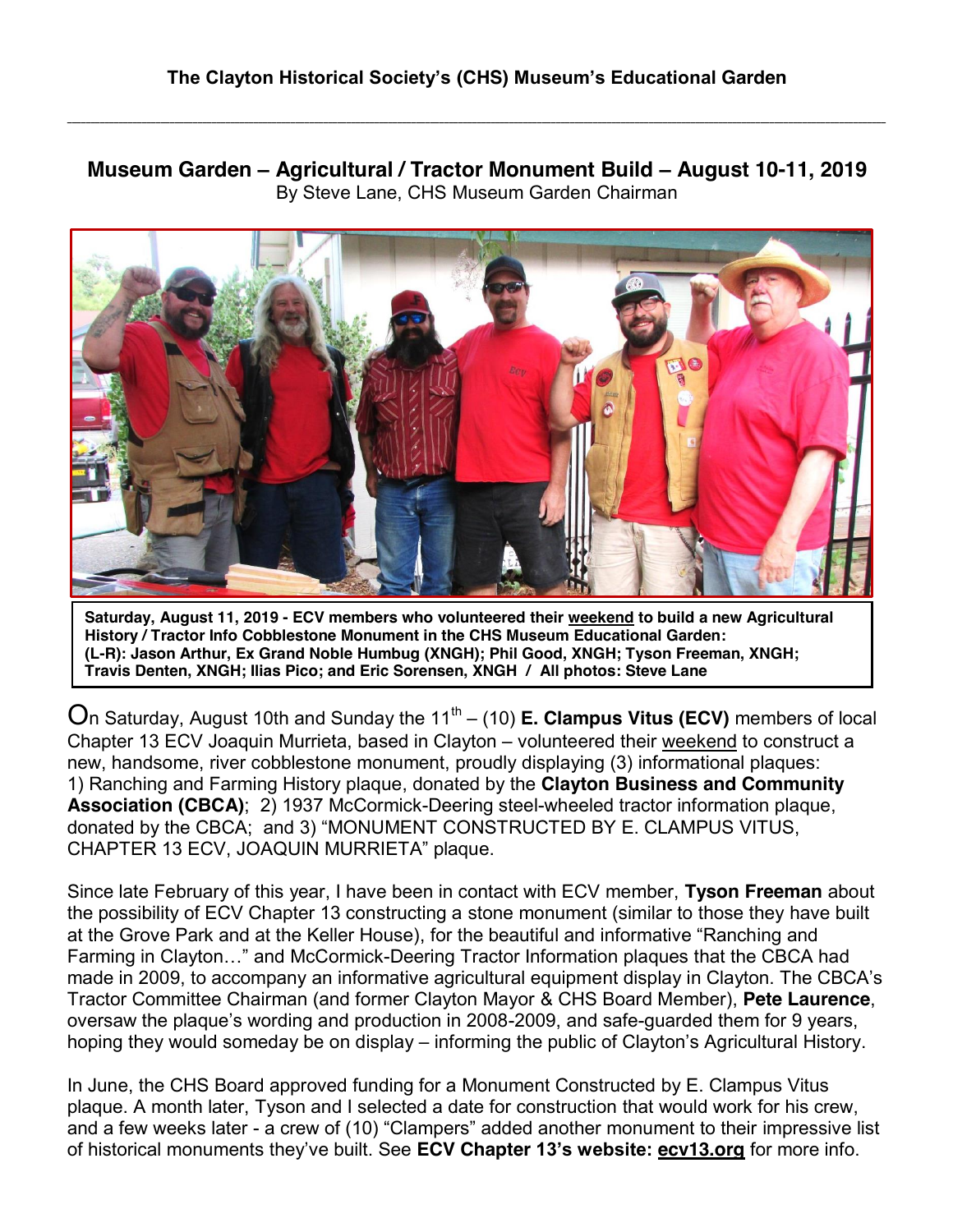**The Clayton Historical Society's (CHS) Museum's Educational Garden**

---

## Museum Garden – Agricultural / Tractor Monument Build – August 10-11, 2019

By Steve Lane, CHS Museum Garden Chairman

**Saturday, August 11, 2019 - ECV members who volunteered their weekend to build a new Agricultural History / Tractor Info Cobblestone Monument in the CHS Museum Educational Garden: (L-R): Jason Arthur, Ex Grand Noble Humbug (XNGH); Phil Good, XNGH; Tyson Freeman, XNGH; Travis Denten, XNGH; Ilias Pico; and Eric Sorensen, XNGH / All photos: Steve Lane**

On Saturday, August 10th and Sunday the 11th – (10) **E. Clampus Vitus (ECV)** members of local Chapter 13 ECV Joaquin Murrieta, based in Clayton – volunteered their weekend to construct a new, handsome, river cobblestone monument, proudly displaying (3) informational plaques: 1) Ranching and Farming History plaque, donated by the **Clayton Business and Community Association (CBCA)**; 2) 1937 McCormick-Deering steel-wheeled tractor information plaque, donated by the CBCA; and 3) "MONUMENT CONSTRUCTED BY E. CLAMPUS VITUS, CHAPTER 13 ECV, JOAQUIN MURRIETA" plaque.

Since late February of this year, I have been in contact with ECV member, **Tyson Freeman** about the possibility of ECV Chapter 13 constructing a stone monument (similar to those they have built at the Grove Park and at the Keller House), for the beautiful and informative "Ranching and Farming in Clayton…" and McCormick-Deering Tractor Information plaques that the CBCA had made in 2009, to accompany an informative agricultural equipment display in Clayton. The CBCA's Tractor Committee Chairman (and former Clayton Mayor & CHS Board Member), **Pete Laurence**, oversaw the plaque's wording and production in 2008-2009, and safe-guarded them for 9 years, hoping they would someday be on display – informing the public of Clayton's Agricultural History.

In June, the CHS Board approved funding for a Monument Constructed by E. Clampus Vitus plaque. A month later, Tyson and I selected a date for construction that would work for his crew, and a few weeks later - a crew of (10) "Clampers" added another monument to their impressive list of historical monuments they've built. See **ECV Chapter 13's website: ecv13.org** for more info.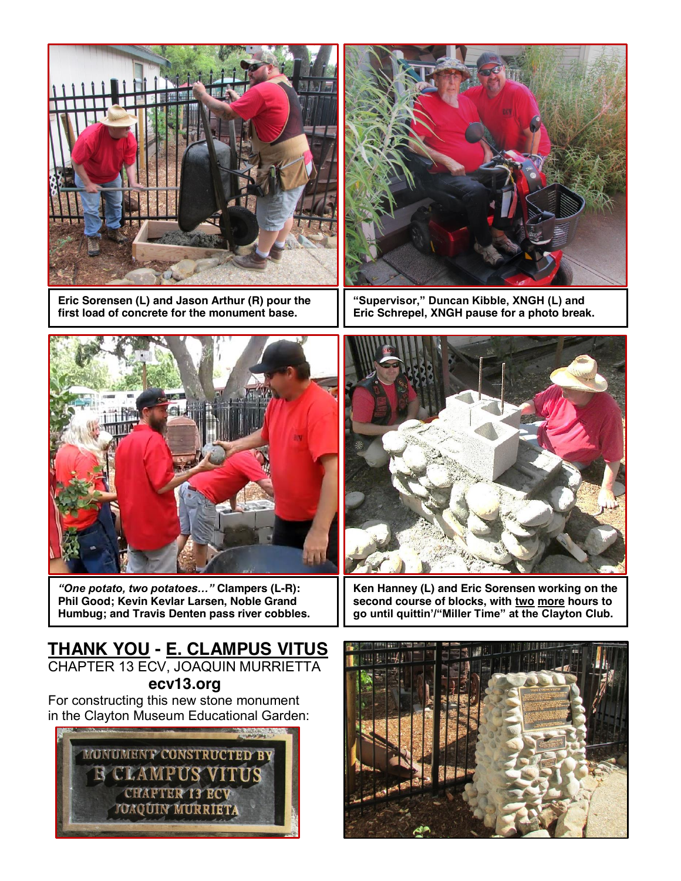**Eric Sorensen (L) and Jason Arthur (R) pour the first load of concrete for the monument base.**

**"Supervisor," Duncan Kibble, XNGH (L) and Eric Schrepel, XNGH pause for a photo break.**

***"One potato, two potatoes…"* Clampers (L-R): Phil Good; Kevin Kevlar Larsen, Noble Grand Humbug; and Travis Denten pass river cobbles.**

**Ken Hanney (L) and Eric Sorensen working on the second course of blocks, with two more hours to go until quittin'/"Miller Time" at the Clayton Club.**

## THANK YOU - E. CLAMPUS VITUS

CHAPTER 13 ECV, JOAQUIN MURRIETTA

**ecv13.org**

For constructing this new stone monument in the Clayton Museum Educational Garden:

MONUMENT CONSTRUCTED BY
E CLAMPUS VITUS
CHAPTER 13 ECV
JOAQUIN MURRIETA